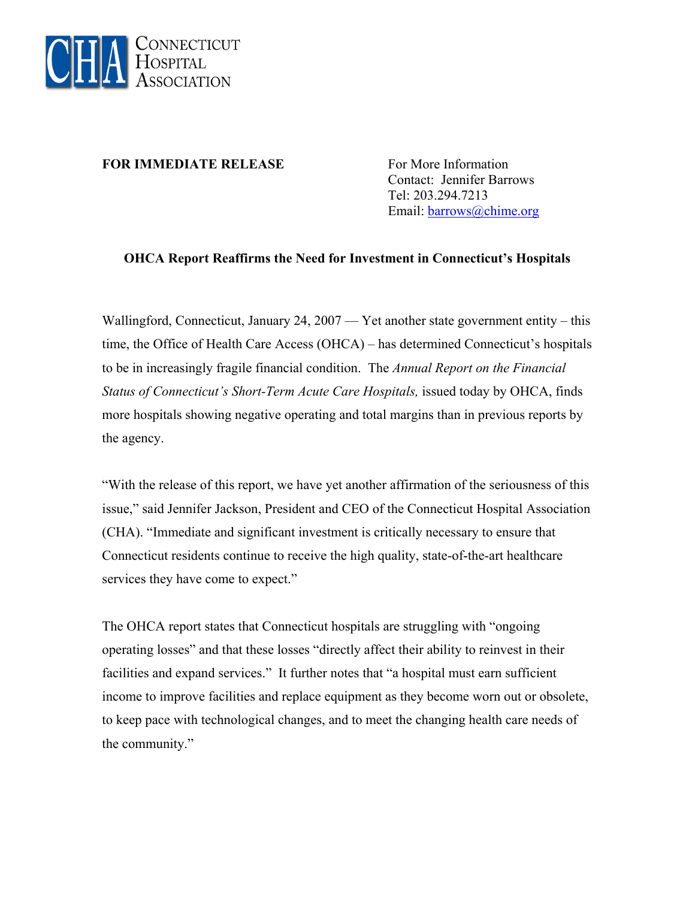CONNECTICUT HOSPITAL ASSOCIATION

**FOR IMMEDIATE RELEASE**

For More Information
Contact: Jennifer Barrows
Tel: 203.294.7213
Email: barrows@chime.org

**OHCA Report Reaffirms the Need for Investment in Connecticut's Hospitals**

Wallingford, Connecticut, January 24, 2007 — Yet another state government entity – this time, the Office of Health Care Access (OHCA) – has determined Connecticut's hospitals to be in increasingly fragile financial condition. The *Annual Report on the Financial Status of Connecticut's Short-Term Acute Care Hospitals,* issued today by OHCA, finds more hospitals showing negative operating and total margins than in previous reports by the agency.

"With the release of this report, we have yet another affirmation of the seriousness of this issue," said Jennifer Jackson, President and CEO of the Connecticut Hospital Association (CHA). "Immediate and significant investment is critically necessary to ensure that Connecticut residents continue to receive the high quality, state-of-the-art healthcare services they have come to expect."

The OHCA report states that Connecticut hospitals are struggling with "ongoing operating losses" and that these losses "directly affect their ability to reinvest in their facilities and expand services." It further notes that "a hospital must earn sufficient income to improve facilities and replace equipment as they become worn out or obsolete, to keep pace with technological changes, and to meet the changing health care needs of the community."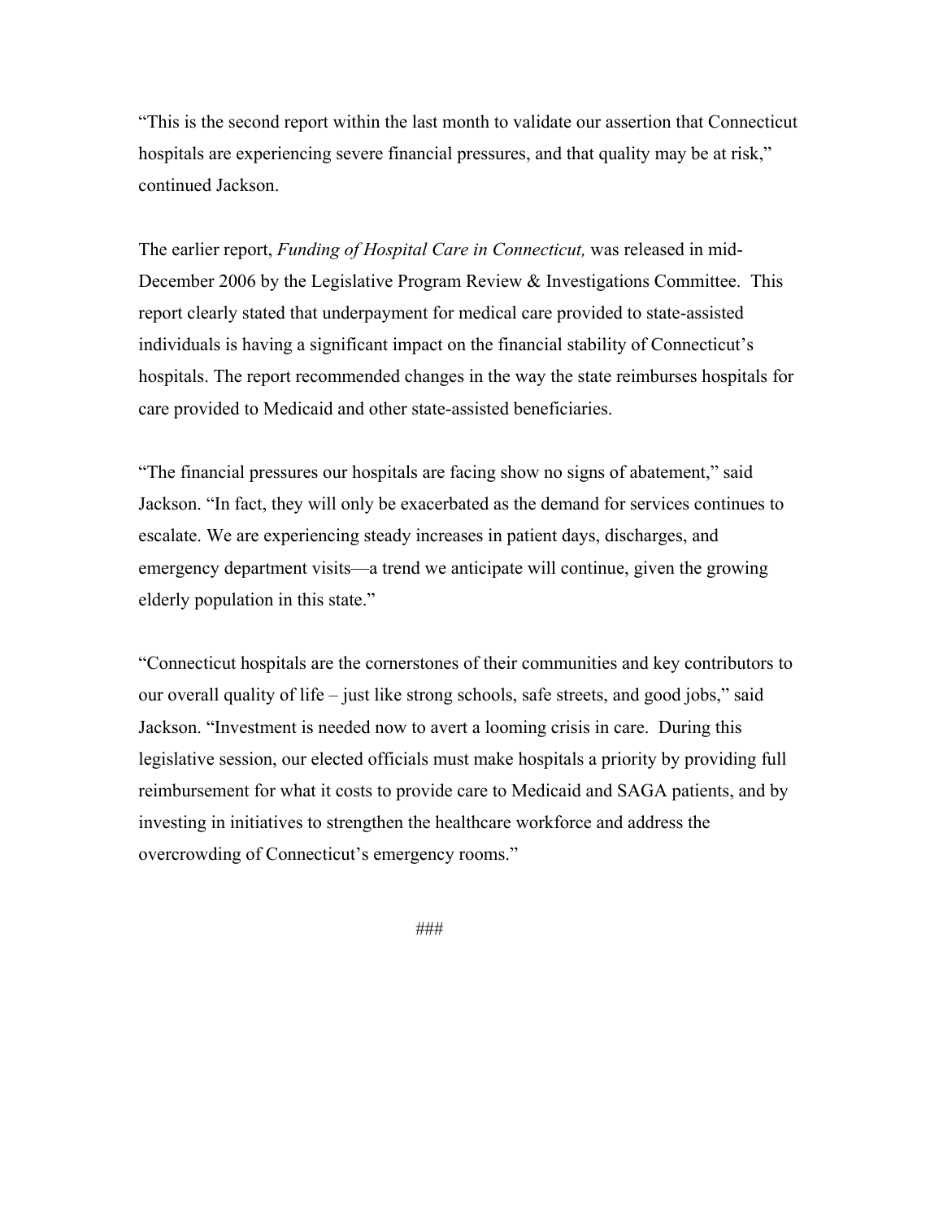"This is the second report within the last month to validate our assertion that Connecticut hospitals are experiencing severe financial pressures, and that quality may be at risk," continued Jackson.

The earlier report, *Funding of Hospital Care in Connecticut,* was released in mid-December 2006 by the Legislative Program Review & Investigations Committee. This report clearly stated that underpayment for medical care provided to state-assisted individuals is having a significant impact on the financial stability of Connecticut's hospitals. The report recommended changes in the way the state reimburses hospitals for care provided to Medicaid and other state-assisted beneficiaries.

"The financial pressures our hospitals are facing show no signs of abatement," said Jackson. "In fact, they will only be exacerbated as the demand for services continues to escalate. We are experiencing steady increases in patient days, discharges, and emergency department visits—a trend we anticipate will continue, given the growing elderly population in this state."

"Connecticut hospitals are the cornerstones of their communities and key contributors to our overall quality of life – just like strong schools, safe streets, and good jobs," said Jackson. "Investment is needed now to avert a looming crisis in care. During this legislative session, our elected officials must make hospitals a priority by providing full reimbursement for what it costs to provide care to Medicaid and SAGA patients, and by investing in initiatives to strengthen the healthcare workforce and address the overcrowding of Connecticut's emergency rooms."

###